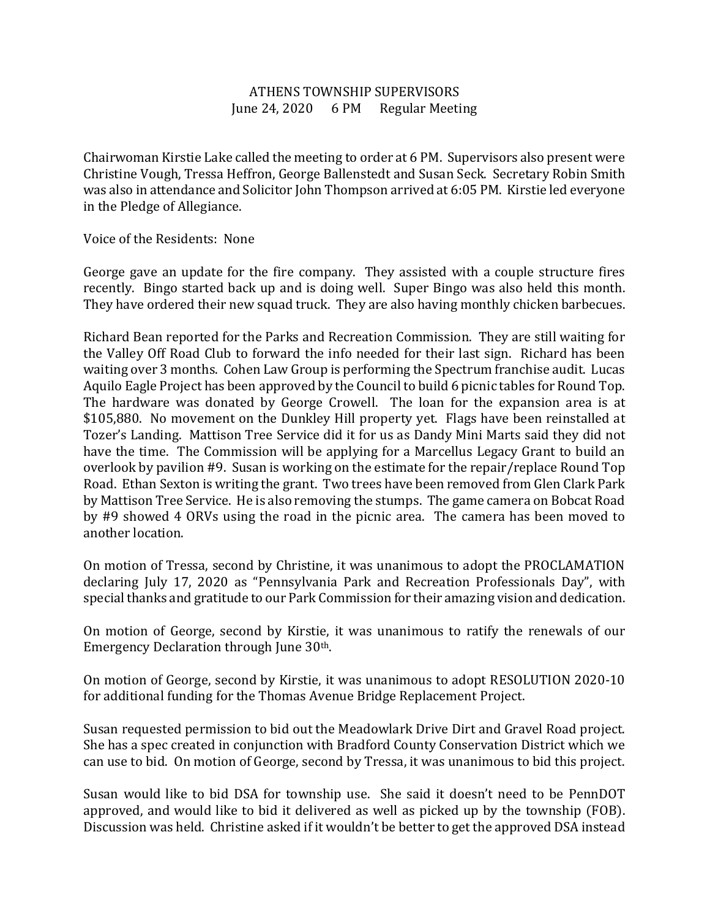# ATHENS TOWNSHIP SUPERVISORS
## June 24, 2020 6 PM Regular Meeting

Chairwoman Kirstie Lake called the meeting to order at 6 PM. Supervisors also present were Christine Vough, Tressa Heffron, George Ballenstedt and Susan Seck. Secretary Robin Smith was also in attendance and Solicitor John Thompson arrived at 6:05 PM. Kirstie led everyone in the Pledge of Allegiance.

Voice of the Residents: None

George gave an update for the fire company. They assisted with a couple structure fires recently. Bingo started back up and is doing well. Super Bingo was also held this month. They have ordered their new squad truck. They are also having monthly chicken barbecues.

Richard Bean reported for the Parks and Recreation Commission. They are still waiting for the Valley Off Road Club to forward the info needed for their last sign. Richard has been waiting over 3 months. Cohen Law Group is performing the Spectrum franchise audit. Lucas Aquilo Eagle Project has been approved by the Council to build 6 picnic tables for Round Top. The hardware was donated by George Crowell. The loan for the expansion area is at $105,880. No movement on the Dunkley Hill property yet. Flags have been reinstalled at Tozer's Landing. Mattison Tree Service did it for us as Dandy Mini Marts said they did not have the time. The Commission will be applying for a Marcellus Legacy Grant to build an overlook by pavilion #9. Susan is working on the estimate for the repair/replace Round Top Road. Ethan Sexton is writing the grant. Two trees have been removed from Glen Clark Park by Mattison Tree Service. He is also removing the stumps. The game camera on Bobcat Road by #9 showed 4 ORVs using the road in the picnic area. The camera has been moved to another location.

On motion of Tressa, second by Christine, it was unanimous to adopt the PROCLAMATION declaring July 17, 2020 as "Pennsylvania Park and Recreation Professionals Day", with special thanks and gratitude to our Park Commission for their amazing vision and dedication.

On motion of George, second by Kirstie, it was unanimous to ratify the renewals of our Emergency Declaration through June 30th.

On motion of George, second by Kirstie, it was unanimous to adopt RESOLUTION 2020-10 for additional funding for the Thomas Avenue Bridge Replacement Project.

Susan requested permission to bid out the Meadowlark Drive Dirt and Gravel Road project. She has a spec created in conjunction with Bradford County Conservation District which we can use to bid. On motion of George, second by Tressa, it was unanimous to bid this project.

Susan would like to bid DSA for township use. She said it doesn't need to be PennDOT approved, and would like to bid it delivered as well as picked up by the township (FOB). Discussion was held. Christine asked if it wouldn't be better to get the approved DSA instead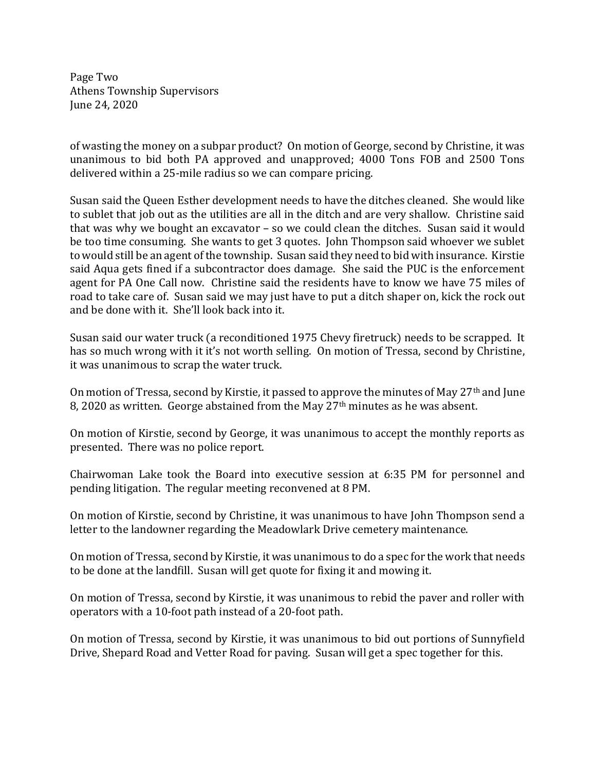of wasting the money on a subpar product? On motion of George, second by Christine, it was unanimous to bid both PA approved and unapproved; 4000 Tons FOB and 2500 Tons delivered within a 25-mile radius so we can compare pricing.

Susan said the Queen Esther development needs to have the ditches cleaned. She would like to sublet that job out as the utilities are all in the ditch and are very shallow. Christine said that was why we bought an excavator – so we could clean the ditches. Susan said it would be too time consuming. She wants to get 3 quotes. John Thompson said whoever we sublet to would still be an agent of the township. Susan said they need to bid with insurance. Kirstie said Aqua gets fined if a subcontractor does damage. She said the PUC is the enforcement agent for PA One Call now. Christine said the residents have to know we have 75 miles of road to take care of. Susan said we may just have to put a ditch shaper on, kick the rock out and be done with it. She'll look back into it.

Susan said our water truck (a reconditioned 1975 Chevy firetruck) needs to be scrapped. It has so much wrong with it it's not worth selling. On motion of Tressa, second by Christine, it was unanimous to scrap the water truck.

On motion of Tressa, second by Kirstie, it passed to approve the minutes of May 27th and June 8, 2020 as written. George abstained from the May 27th minutes as he was absent.

On motion of Kirstie, second by George, it was unanimous to accept the monthly reports as presented. There was no police report.

Chairwoman Lake took the Board into executive session at 6:35 PM for personnel and pending litigation. The regular meeting reconvened at 8 PM.

On motion of Kirstie, second by Christine, it was unanimous to have John Thompson send a letter to the landowner regarding the Meadowlark Drive cemetery maintenance.

On motion of Tressa, second by Kirstie, it was unanimous to do a spec for the work that needs to be done at the landfill. Susan will get quote for fixing it and mowing it.

On motion of Tressa, second by Kirstie, it was unanimous to rebid the paver and roller with operators with a 10-foot path instead of a 20-foot path.

On motion of Tressa, second by Kirstie, it was unanimous to bid out portions of Sunnyfield Drive, Shepard Road and Vetter Road for paving. Susan will get a spec together for this.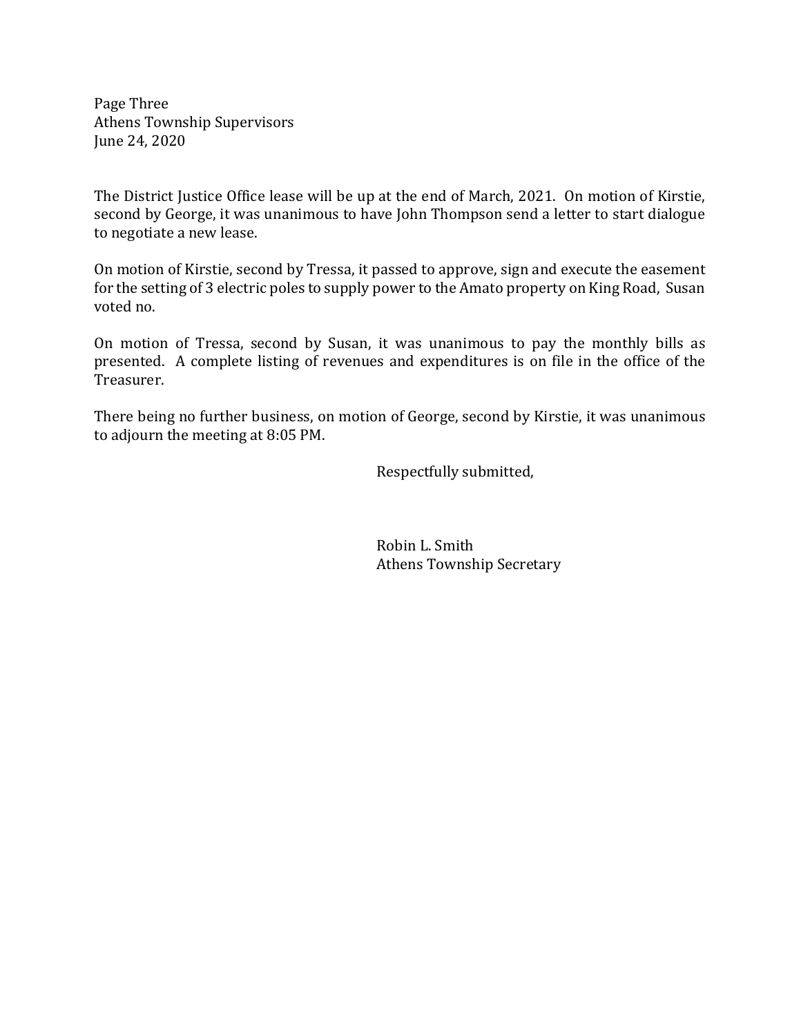The District Justice Office lease will be up at the end of March, 2021. On motion of Kirstie, second by George, it was unanimous to have John Thompson send a letter to start dialogue to negotiate a new lease.

On motion of Kirstie, second by Tressa, it passed to approve, sign and execute the easement for the setting of 3 electric poles to supply power to the Amato property on King Road, Susan voted no.

On motion of Tressa, second by Susan, it was unanimous to pay the monthly bills as presented. A complete listing of revenues and expenditures is on file in the office of the Treasurer.

There being no further business, on motion of George, second by Kirstie, it was unanimous to adjourn the meeting at 8:05 PM.

Respectfully submitted,

Robin L. Smith
Athens Township Secretary